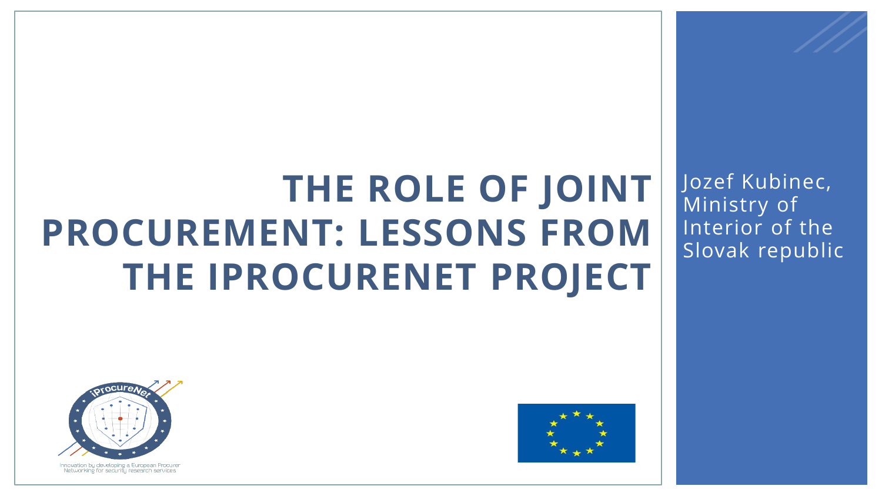# THE ROLE OF JOINT PROCUREMENT: LESSONS FROM THE IPROCURENET PROJECT

Jozef Kubinec, Ministry of Interior of the Slovak republic

Innovation by developing a European Procurer Networking for security research services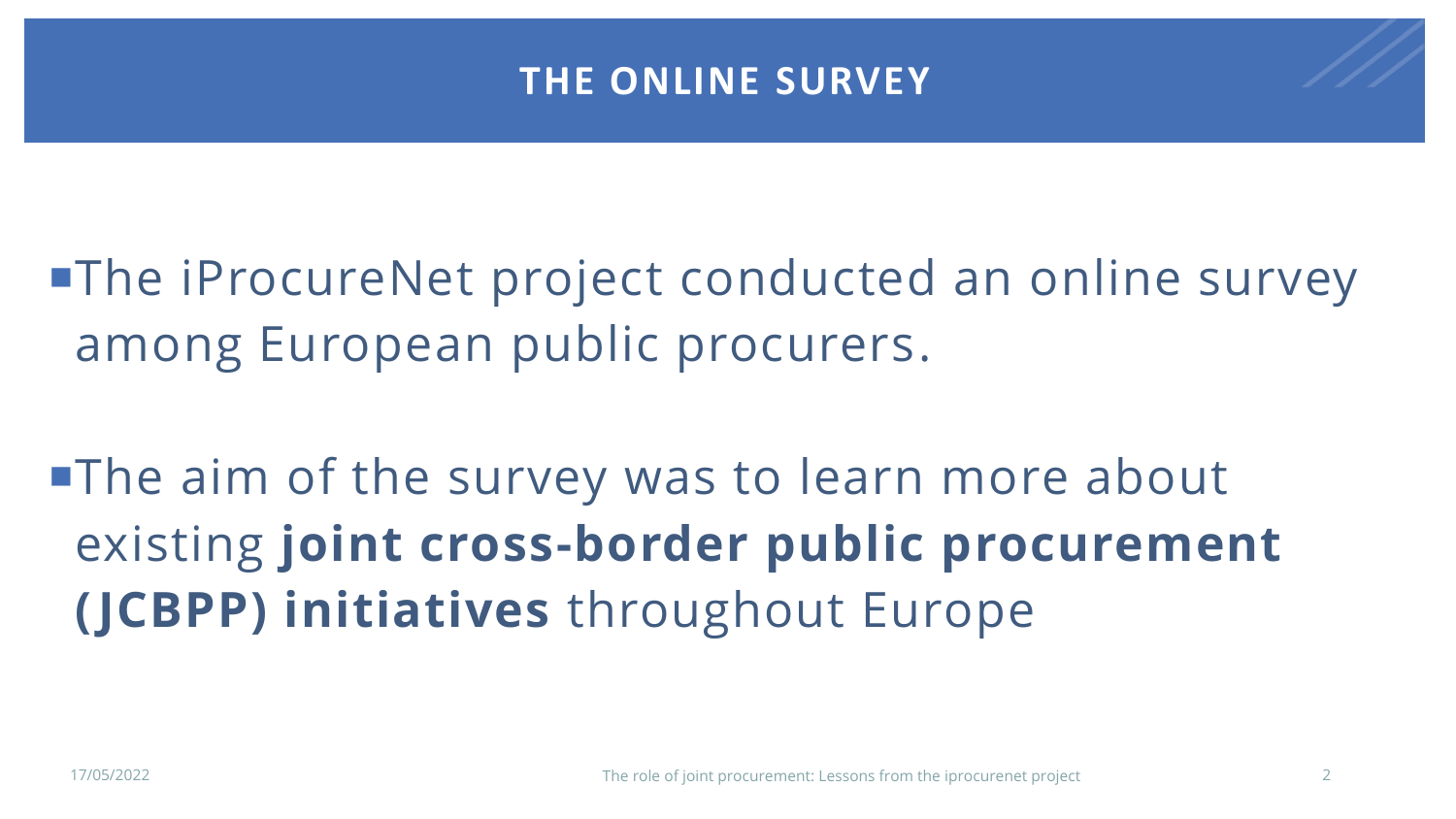# THE ONLINE SURVEY

- The iProcureNet project conducted an online survey among European public procurers.
- The aim of the survey was to learn more about existing **joint cross-border public procurement (JCBPP) initiatives** throughout Europe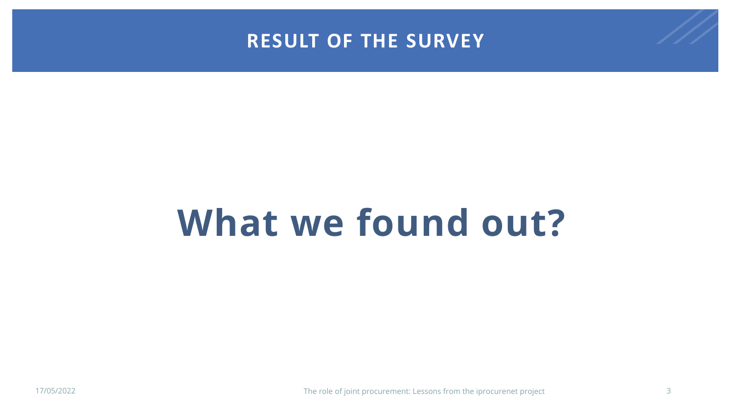## RESULT OF THE SURVEY

# What we found out?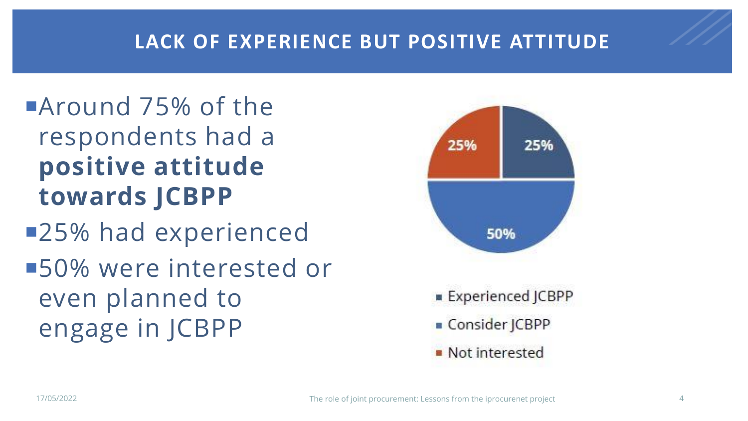# LACK OF EXPERIENCE BUT POSITIVE ATTITUDE

- Around 75% of the respondents had a **positive attitude towards JCBPP**
- 25% had experienced
- 50% were interested or even planned to engage in JCBPP

25%
25%
50%

- Experienced JCBPP
- Consider JCBPP
- Not interested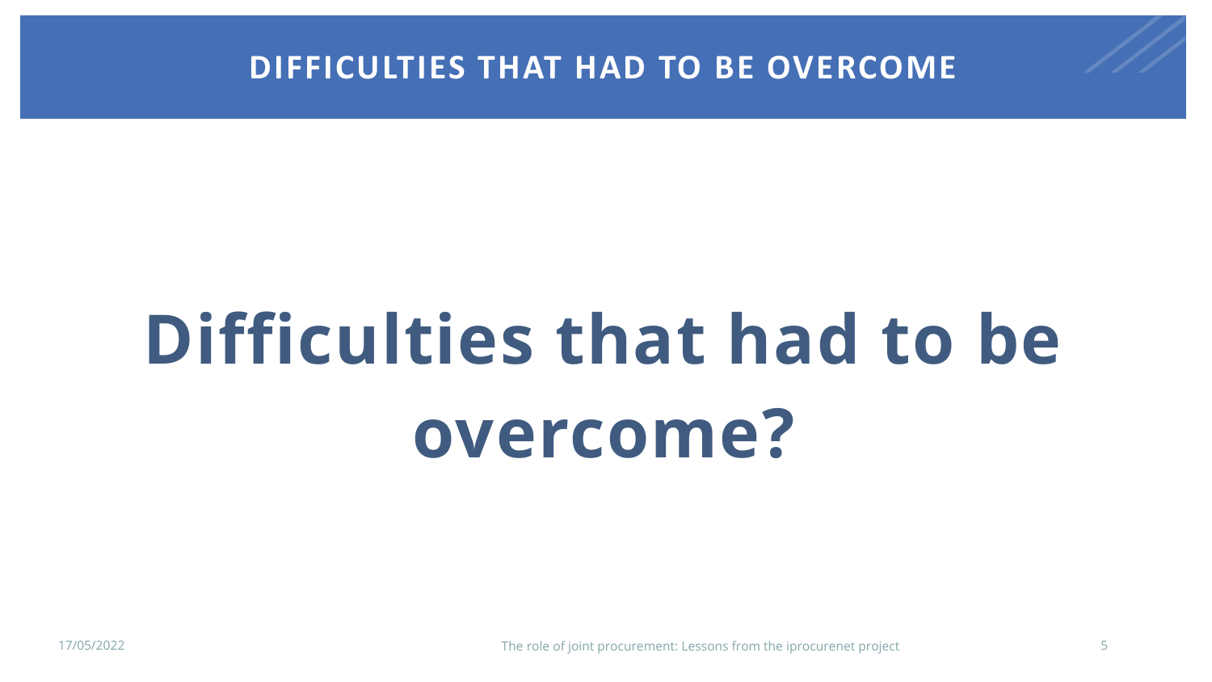# DIFFICULTIES THAT HAD TO BE OVERCOME

## Difficulties that had to be overcome?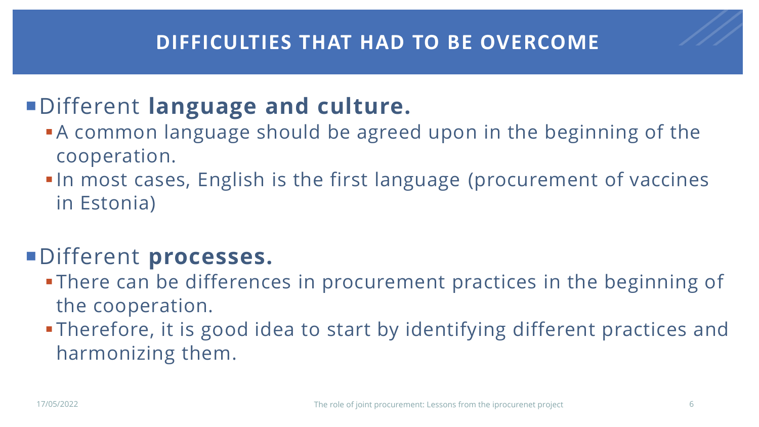# DIFFICULTIES THAT HAD TO BE OVERCOME

- Different **language and culture.**
  - A common language should be agreed upon in the beginning of the cooperation.
  - In most cases, English is the first language (procurement of vaccines in Estonia)

- Different **processes.**
  - There can be differences in procurement practices in the beginning of the cooperation.
  - Therefore, it is good idea to start by identifying different practices and harmonizing them.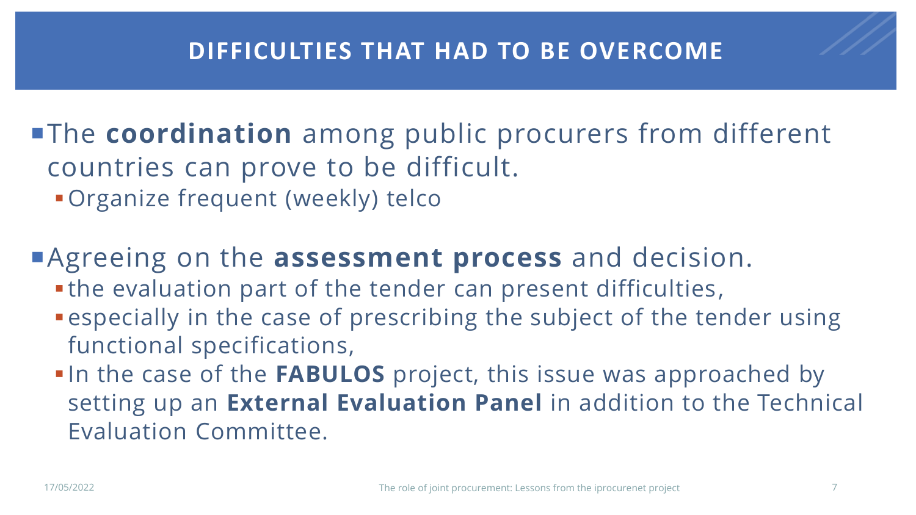# DIFFICULTIES THAT HAD TO BE OVERCOME

- The **coordination** among public procurers from different countries can prove to be difficult.
  - Organize frequent (weekly) telco

- Agreeing on the **assessment process** and decision.
  - the evaluation part of the tender can present difficulties,
  - especially in the case of prescribing the subject of the tender using functional specifications,
  - In the case of the **FABULOS** project, this issue was approached by setting up an **External Evaluation Panel** in addition to the Technical Evaluation Committee.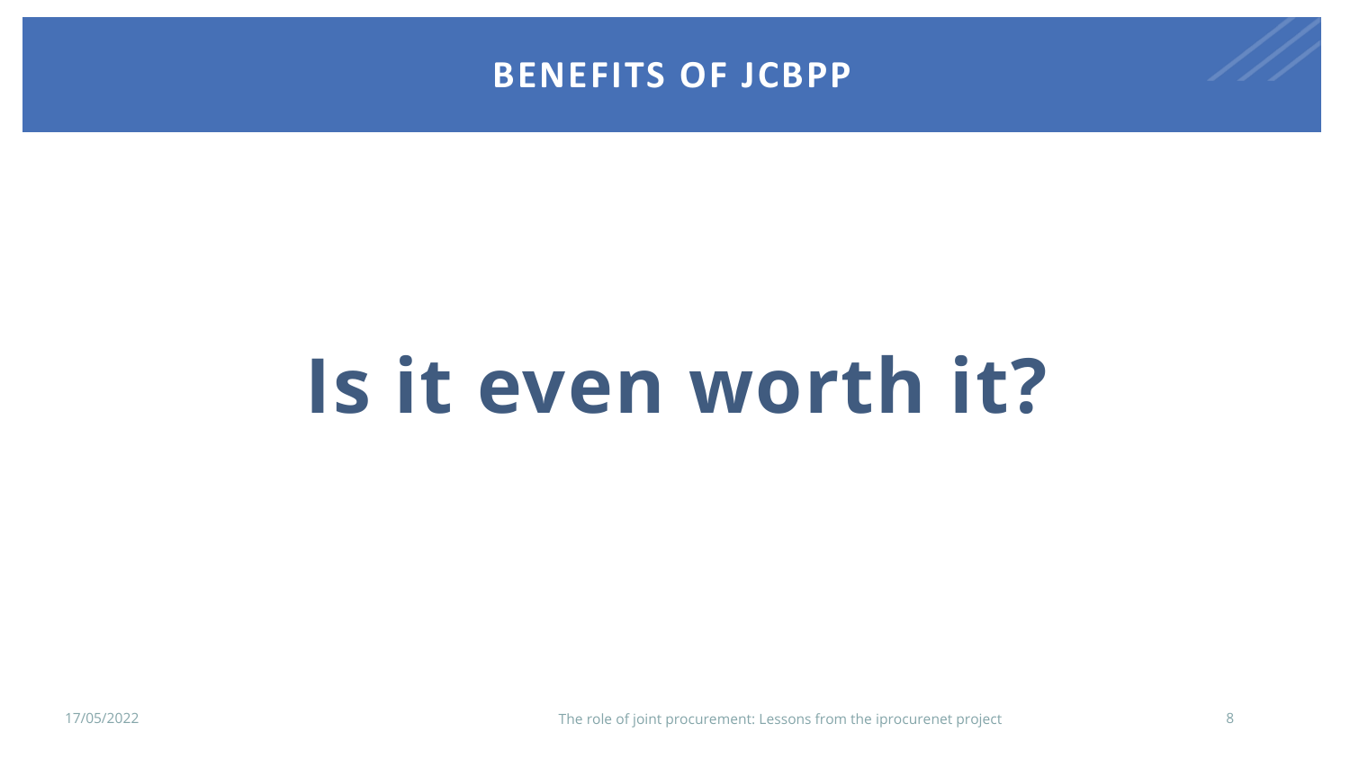# BENEFITS OF JCBPP

# Is it even worth it?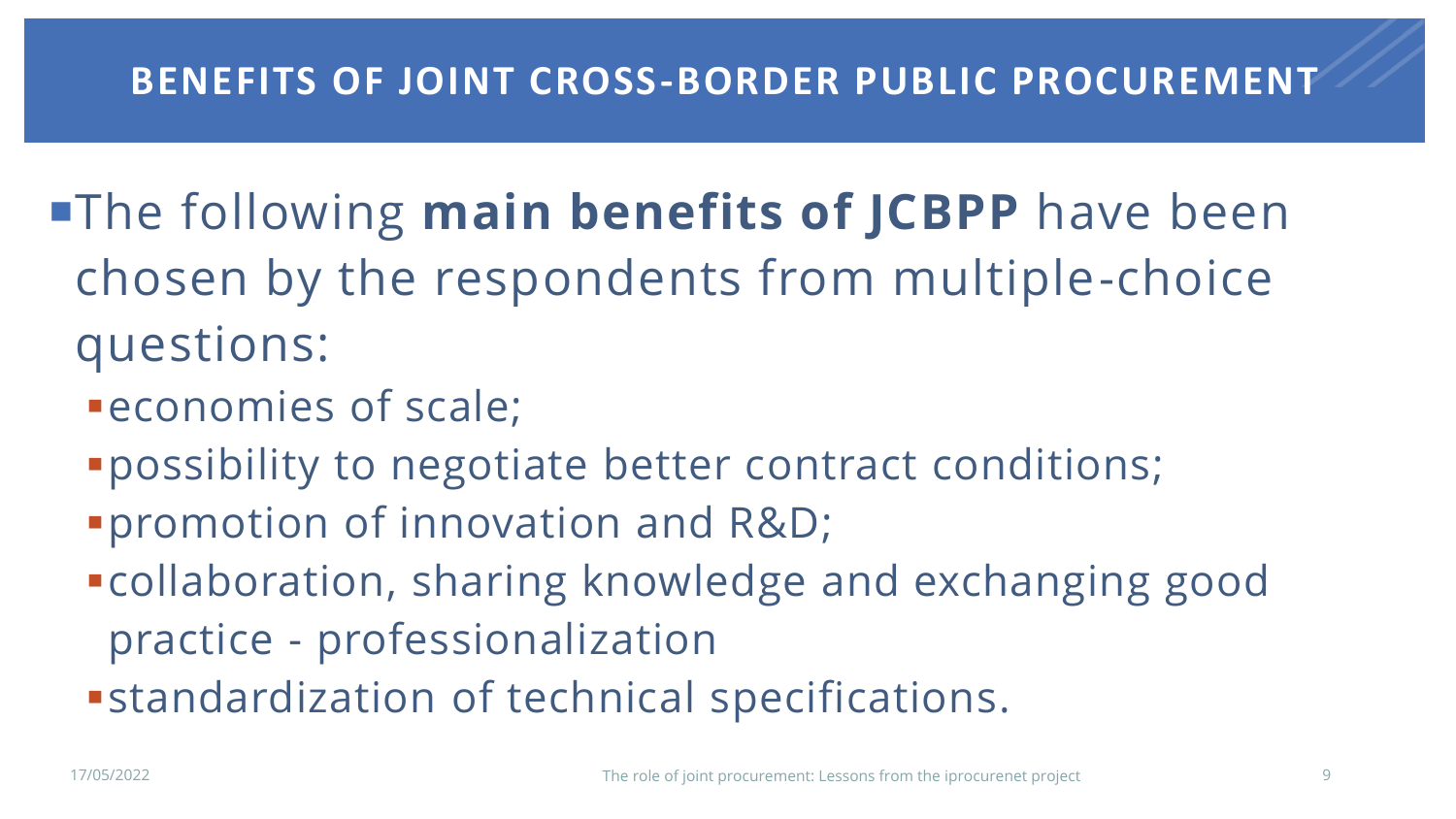## BENEFITS OF JOINT CROSS-BORDER PUBLIC PROCUREMENT

- The following **main benefits of JCBPP** have been chosen by the respondents from multiple-choice questions:
  - economies of scale;
  - possibility to negotiate better contract conditions;
  - promotion of innovation and R&D;
  - collaboration, sharing knowledge and exchanging good practice - professionalization
  - standardization of technical specifications.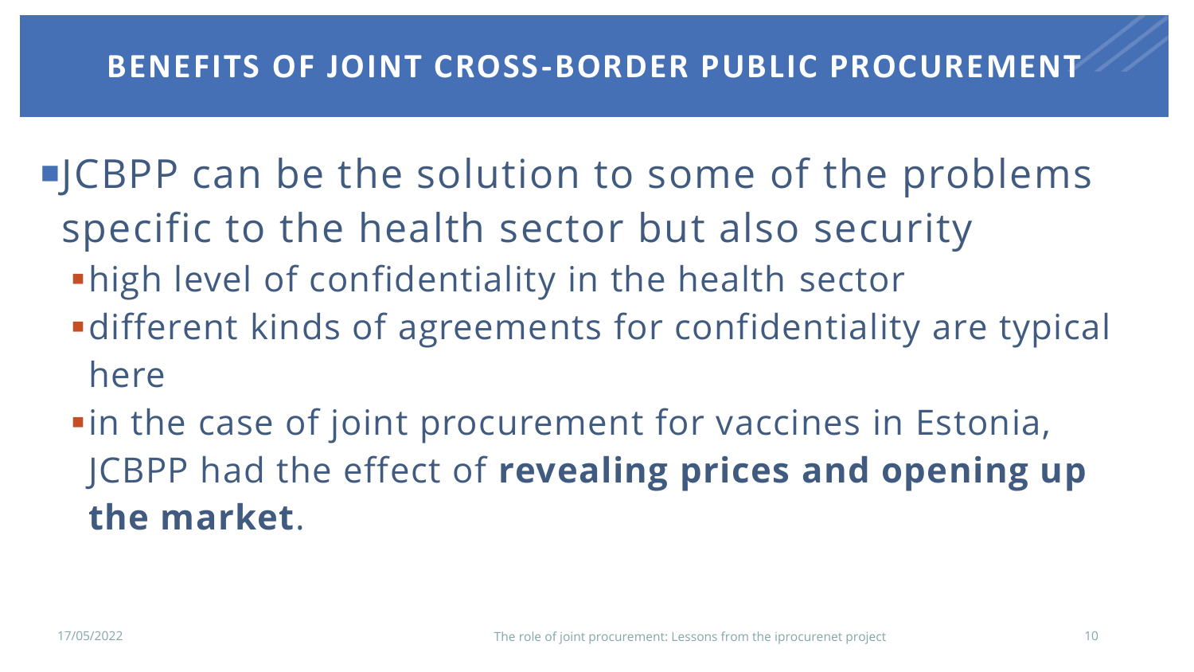# BENEFITS OF JOINT CROSS-BORDER PUBLIC PROCUREMENT

- JCBPP can be the solution to some of the problems specific to the health sector but also security
  - high level of confidentiality in the health sector
  - different kinds of agreements for confidentiality are typical here
  - in the case of joint procurement for vaccines in Estonia, JCBPP had the effect of **revealing prices and opening up the market**.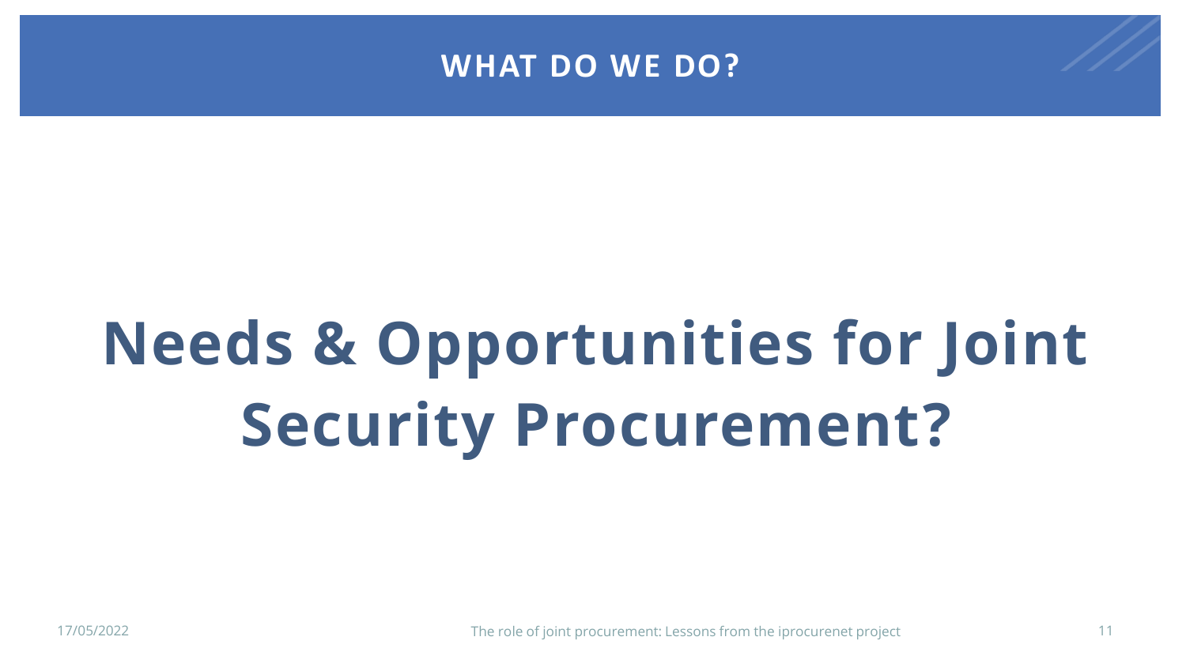## WHAT DO WE DO?

# Needs & Opportunities for Joint Security Procurement?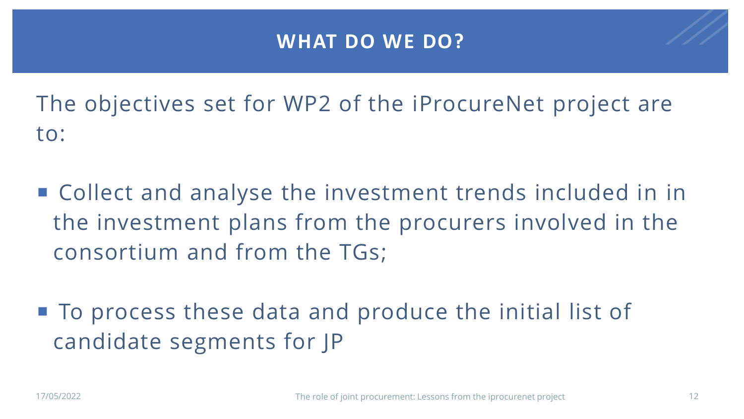# WHAT DO WE DO?

The objectives set for WP2 of the iProcureNet project are to:

- Collect and analyse the investment trends included in in the investment plans from the procurers involved in the consortium and from the TGs;
- To process these data and produce the initial list of candidate segments for JP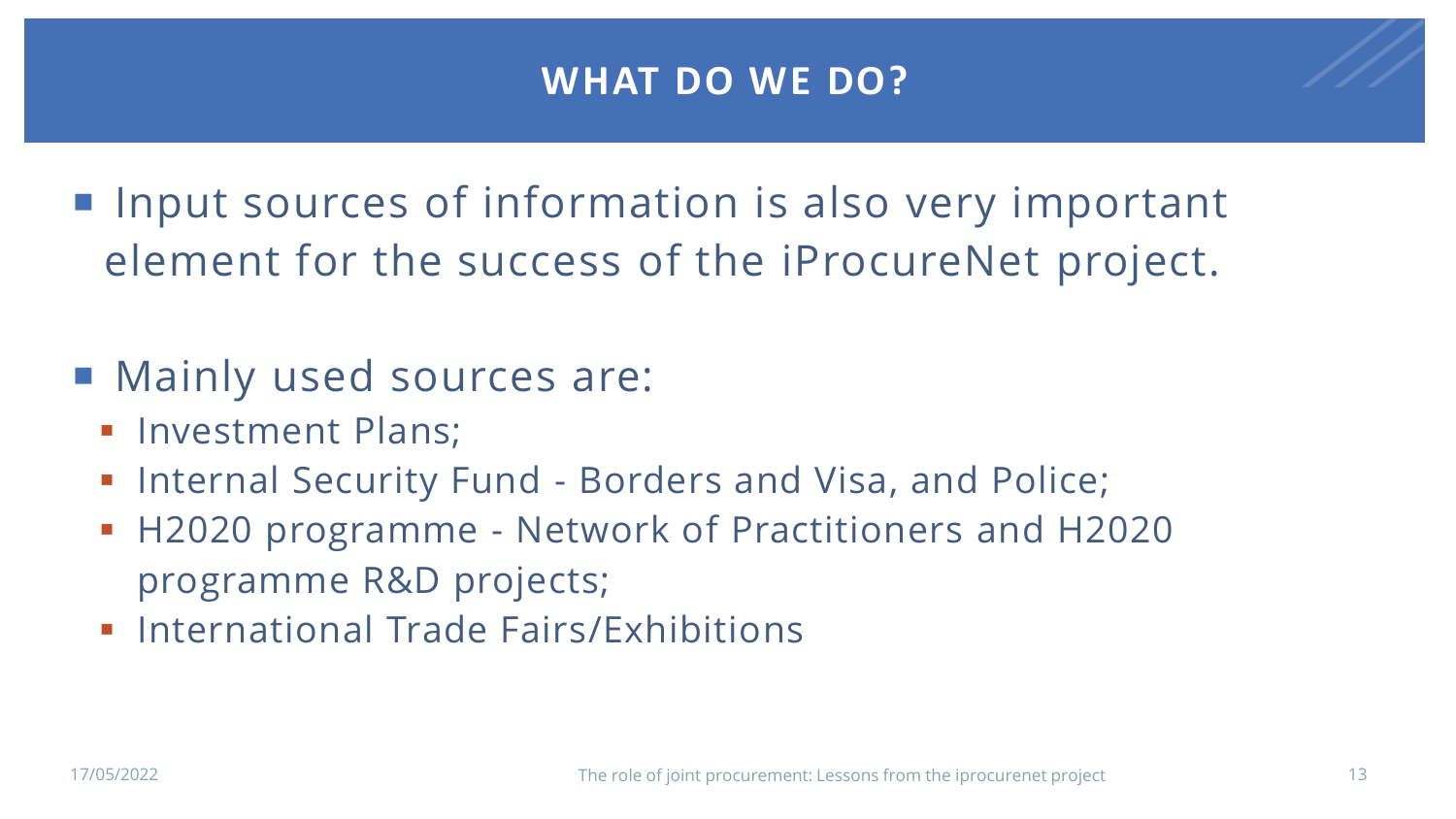## WHAT DO WE DO?

- Input sources of information is also very important element for the success of the iProcureNet project.

- Mainly used sources are:
  - Investment Plans;
  - Internal Security Fund - Borders and Visa, and Police;
  - H2020 programme - Network of Practitioners and H2020 programme R&D projects;
  - International Trade Fairs/Exhibitions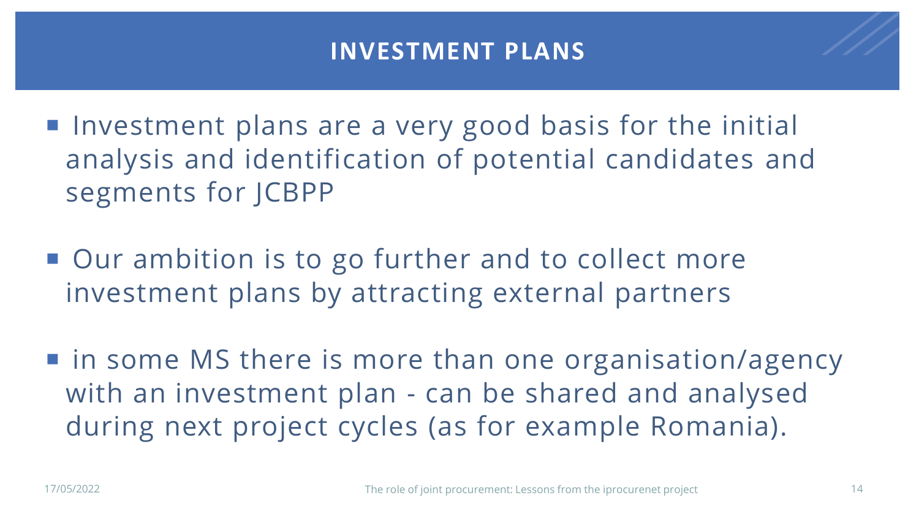# INVESTMENT PLANS

- Investment plans are a very good basis for the initial analysis and identification of potential candidates and segments for JCBPP
- Our ambition is to go further and to collect more investment plans by attracting external partners
- in some MS there is more than one organisation/agency with an investment plan - can be shared and analysed during next project cycles (as for example Romania).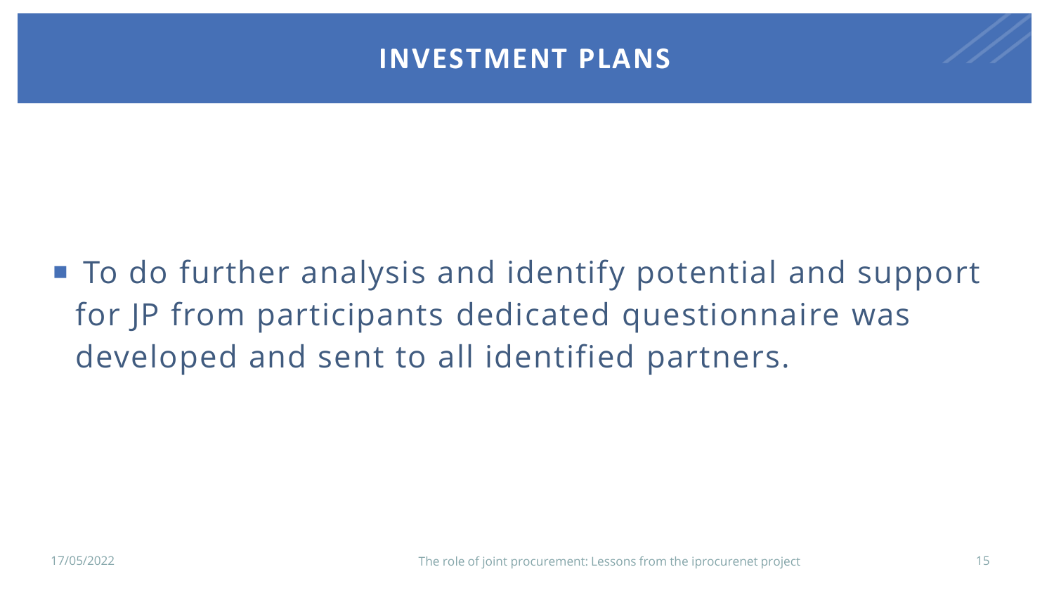# INVESTMENT PLANS

- To do further analysis and identify potential and support for JP from participants dedicated questionnaire was developed and sent to all identified partners.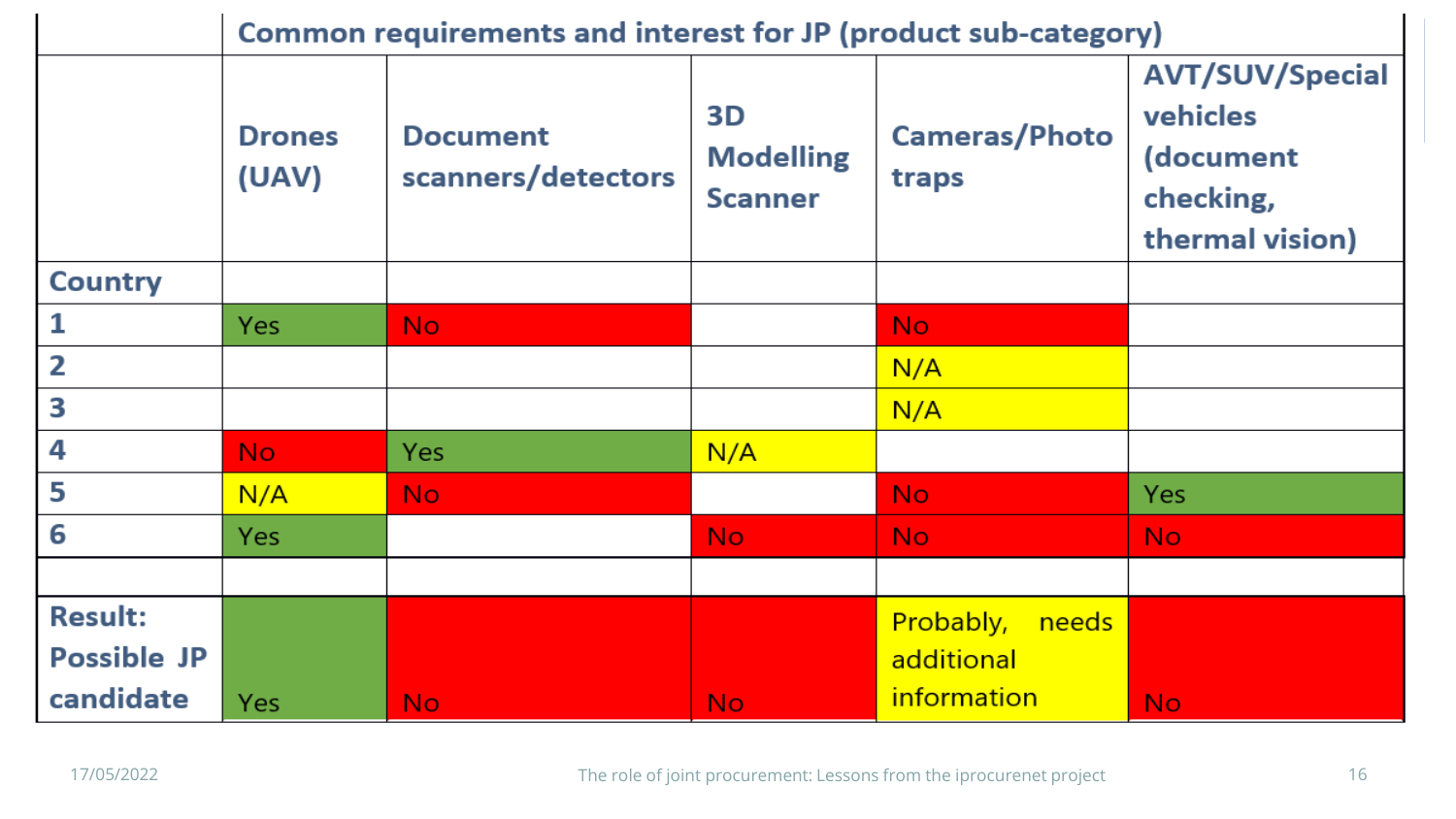|  | Common requirements and interest for JP (product sub-category) | | | | |
|---|---|---|---|---|---|
|  | Drones (UAV) | Document scanners/detectors | 3D Modelling Scanner | Cameras/Photo traps | AVT/SUV/Special vehicles (document checking, thermal vision) |
| Country | | | | | |
| 1 | Yes | No | | No | |
| 2 | | | | N/A | |
| 3 | | | | N/A | |
| 4 | No | Yes | N/A | | |
| 5 | N/A | No | | No | Yes |
| 6 | Yes | | No | No | No |
| | | | | | |
| Result: Possible JP candidate | Yes | No | No | Probably, needs additional information | No |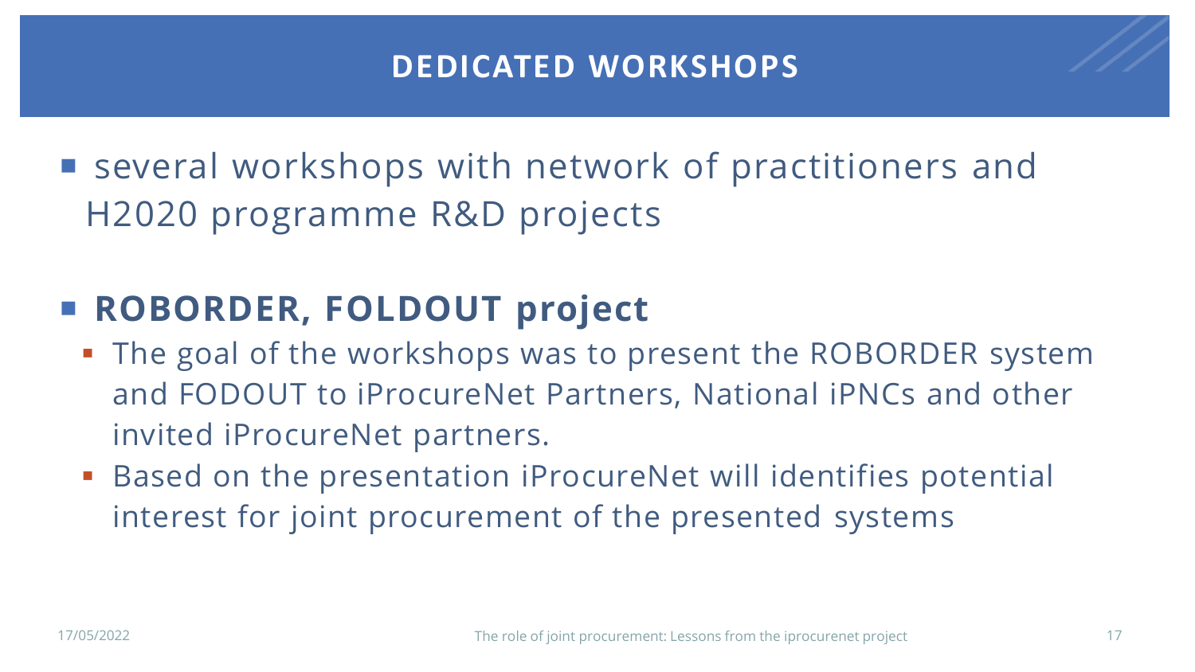# DEDICATED WORKSHOPS

- several workshops with network of practitioners and H2020 programme R&D projects

- **ROBORDER, FOLDOUT project**
  - The goal of the workshops was to present the ROBORDER system and FODOUT to iProcureNet Partners, National iPNCs and other invited iProcureNet partners.
  - Based on the presentation iProcureNet will identifies potential interest for joint procurement of the presented systems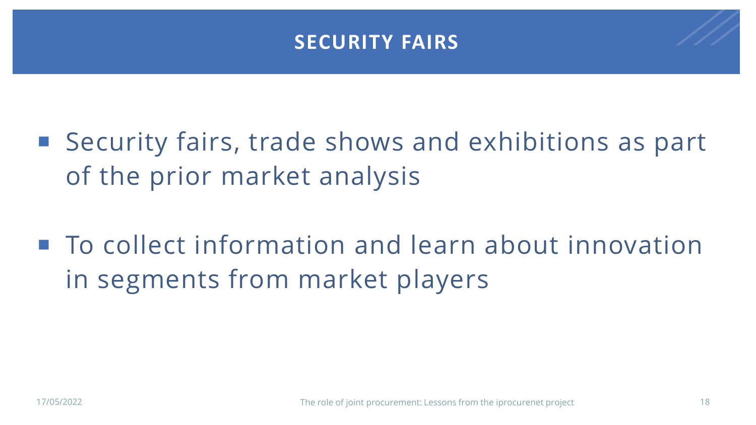# SECURITY FAIRS

- Security fairs, trade shows and exhibitions as part of the prior market analysis
- To collect information and learn about innovation in segments from market players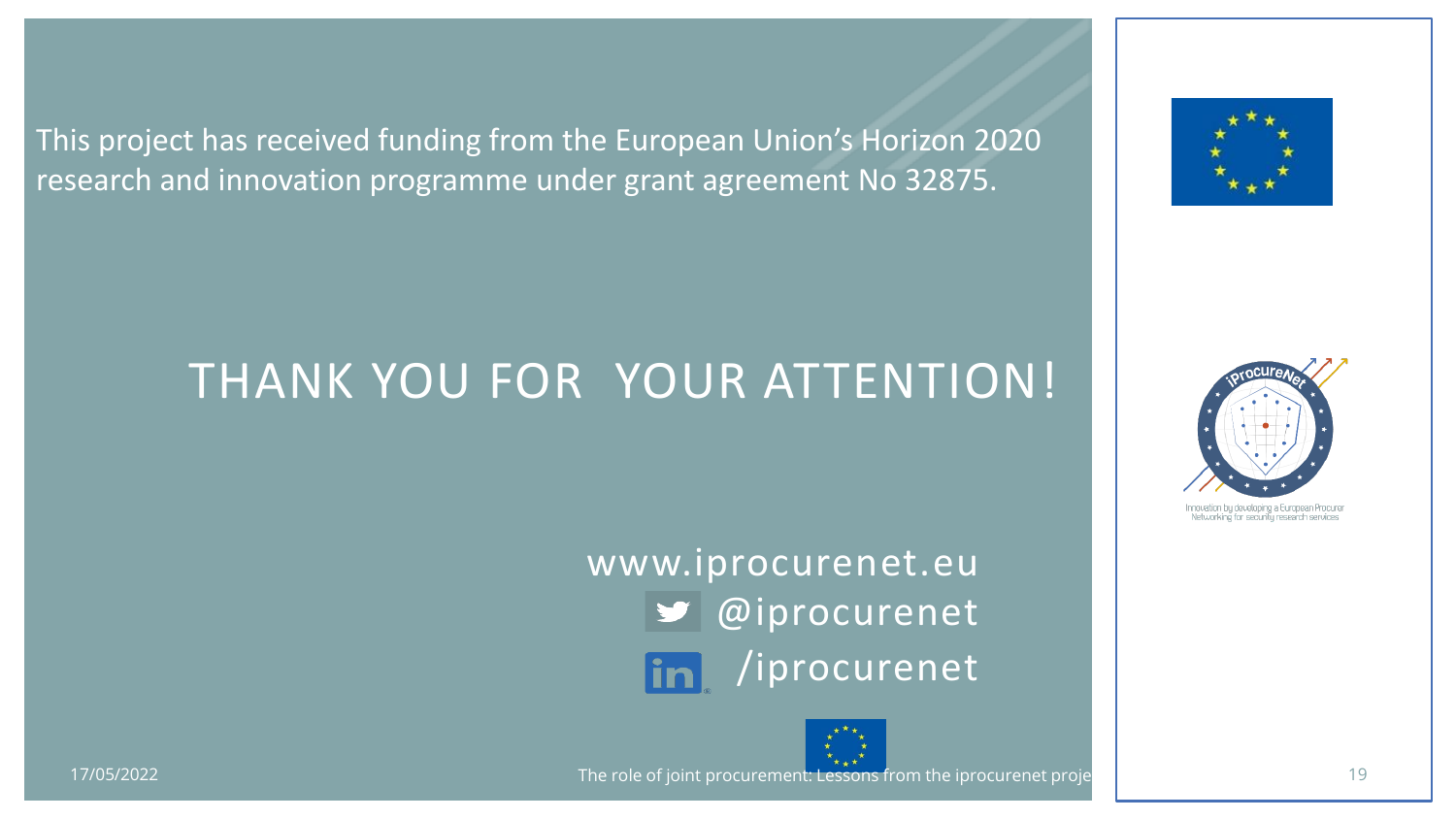This project has received funding from the European Union's Horizon 2020 research and innovation programme under grant agreement No 32875.

# THANK YOU FOR YOUR ATTENTION!

www.iprocurenet.eu

@iprocurenet

/iprocurenet

Innovation by developing a European Procurer Networking for security research services